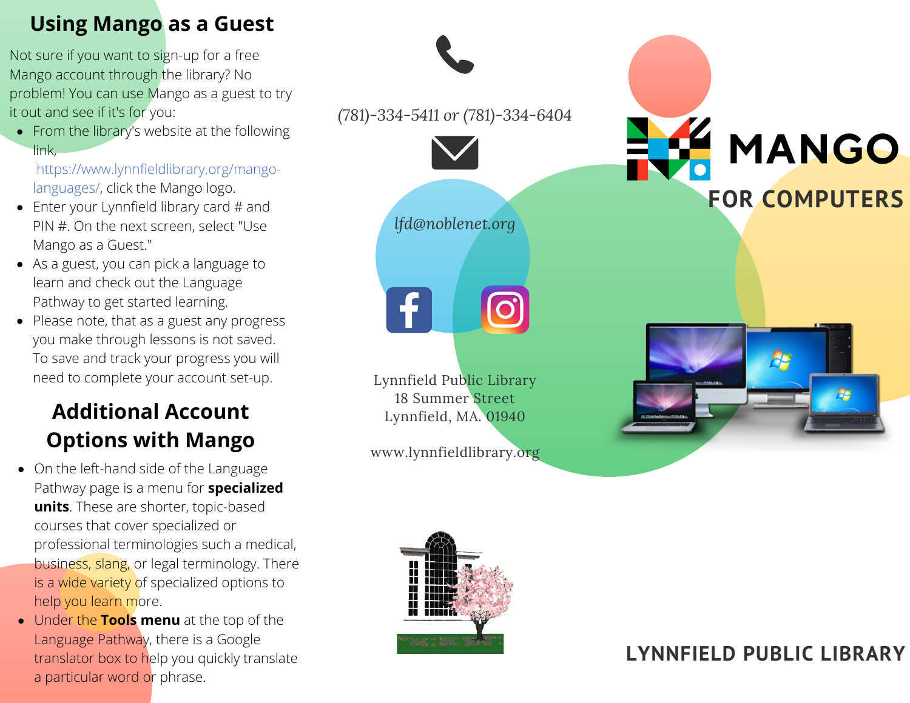## Using Mango as a Guest

Not sure if you want to sign-up for a free Mango account through the library? No problem! You can use Mango as a guest to try it out and see if it's for you:

- From the library's website at the following link, https://www.lynnfieldlibrary.org/mango-languages/, click the Mango logo.
- Enter your Lynnfield library card # and PIN #. On the next screen, select "Use Mango as a Guest."
- As a guest, you can pick a language to learn and check out the Language Pathway to get started learning.
- Please note, that as a guest any progress you make through lessons is not saved. To save and track your progress you will need to complete your account set-up.

## Additional Account Options with Mango

- On the left-hand side of the Language Pathway page is a menu for **specialized units**. These are shorter, topic-based courses that cover specialized or professional terminologies such a medical, business, slang, or legal terminology. There is a wide variety of specialized options to help you learn more.
- Under the **Tools menu** at the top of the Language Pathway, there is a Google translator box to help you quickly translate a particular word or phrase.

*(781)-334-5411 or (781)-334-6404*

*lfd@noblenet.org*

Lynnfield Public Library
18 Summer Street
Lynnfield, MA. 01940

www.lynnfieldlibrary.org

# MANGO

## FOR COMPUTERS

**LYNNFIELD PUBLIC LIBRARY**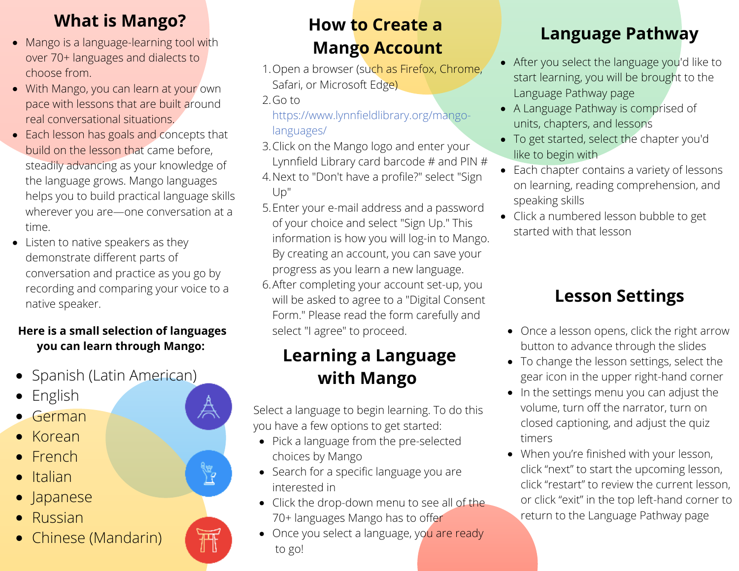## What is Mango?

- Mango is a language-learning tool with over 70+ languages and dialects to choose from.
- With Mango, you can learn at your own pace with lessons that are built around real conversational situations.
- Each lesson has goals and concepts that build on the lesson that came before, steadily advancing as your knowledge of the language grows. Mango languages helps you to build practical language skills wherever you are—one conversation at a time.
- Listen to native speakers as they demonstrate different parts of conversation and practice as you go by recording and comparing your voice to a native speaker.

**Here is a small selection of languages you can learn through Mango:**

- Spanish (Latin American)
- English
- German
- Korean
- French
- Italian
- Japanese
- Russian
- Chinese (Mandarin)

## How to Create a Mango Account

1. Open a browser (such as Firefox, Chrome, Safari, or Microsoft Edge)
2. Go to https://www.lynnfieldlibrary.org/mango-languages/
3. Click on the Mango logo and enter your Lynnfield Library card barcode # and PIN #
4. Next to "Don't have a profile?" select "Sign Up"
5. Enter your e-mail address and a password of your choice and select "Sign Up." This information is how you will log-in to Mango. By creating an account, you can save your progress as you learn a new language.
6. After completing your account set-up, you will be asked to agree to a "Digital Consent Form." Please read the form carefully and select "I agree" to proceed.

## Learning a Language with Mango

Select a language to begin learning. To do this you have a few options to get started:

- Pick a language from the pre-selected choices by Mango
- Search for a specific language you are interested in
- Click the drop-down menu to see all of the 70+ languages Mango has to offer
- Once you select a language, you are ready to go!

## Language Pathway

- After you select the language you'd like to start learning, you will be brought to the Language Pathway page
- A Language Pathway is comprised of units, chapters, and lessons
- To get started, select the chapter you'd like to begin with
- Each chapter contains a variety of lessons on learning, reading comprehension, and speaking skills
- Click a numbered lesson bubble to get started with that lesson

## Lesson Settings

- Once a lesson opens, click the right arrow button to advance through the slides
- To change the lesson settings, select the gear icon in the upper right-hand corner
- In the settings menu you can adjust the volume, turn off the narrator, turn on closed captioning, and adjust the quiz timers
- When you're finished with your lesson, click "next" to start the upcoming lesson, click "restart" to review the current lesson, or click "exit" in the top left-hand corner to return to the Language Pathway page